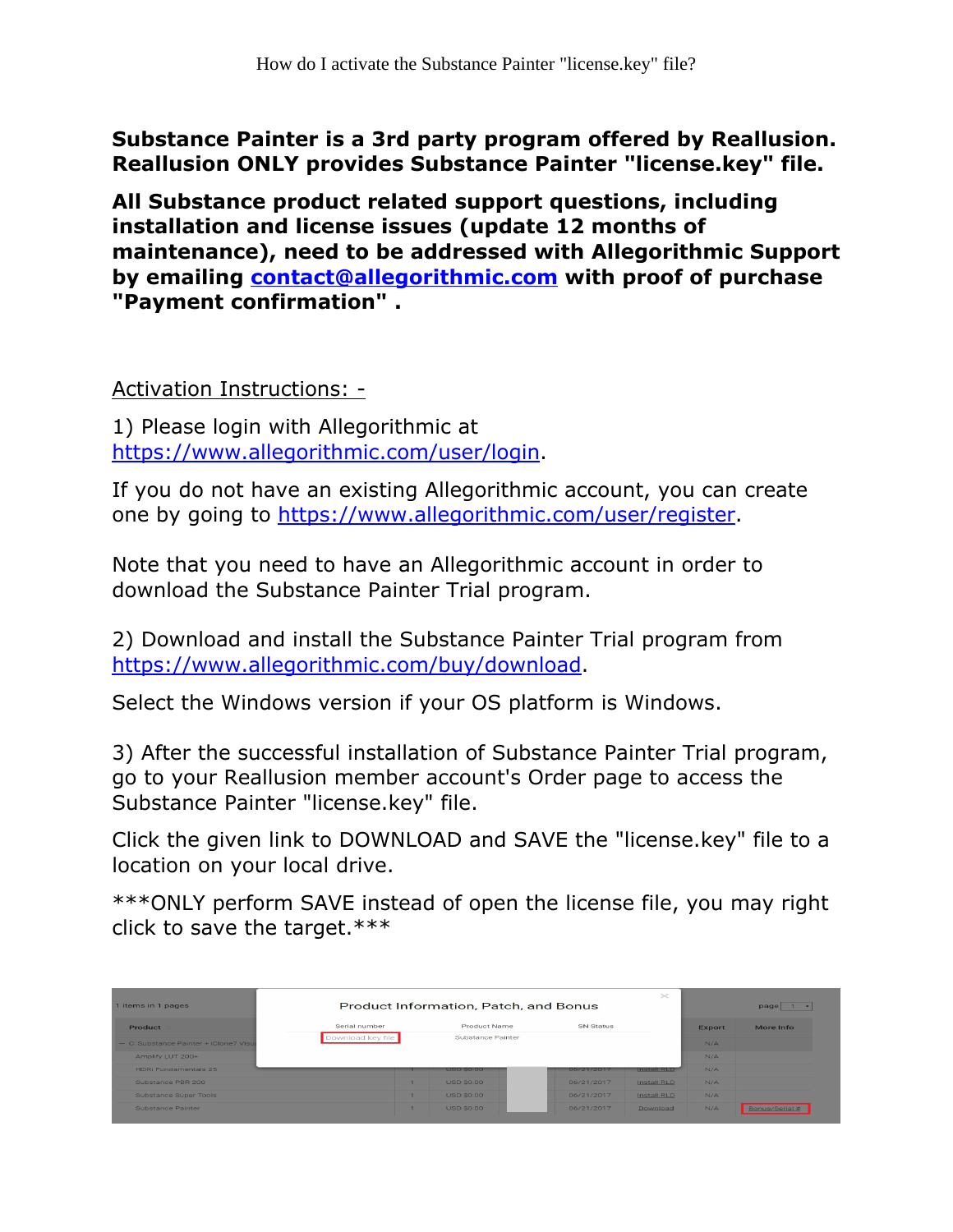**Substance Painter is a 3rd party program offered by Reallusion. Reallusion ONLY provides Substance Painter "license.key" file.**

**All Substance product related support questions, including installation and license issues (update 12 months of maintenance), need to be addressed with Allegorithmic Support by emailing [contact@allegorithmic.com](mailto:contact@allegorithmic.com) with proof of purchase "Payment confirmation" .**

Activation Instructions: -

1) Please login with Allegorithmic at [https://www.allegorithmic.com/user/login](https://www.allegorithmic.com/user/login).

If you do not have an existing Allegorithmic account, you can create one by going to [https://www.allegorithmic.com/user/register](https://www.allegorithmic.com/user/register).

Note that you need to have an Allegorithmic account in order to download the Substance Painter Trial program.

2) Download and install the Substance Painter Trial program from [https://www.allegorithmic.com/buy/download](https://www.allegorithmic.com/buy/download).

Select the Windows version if your OS platform is Windows.

3) After the successful installation of Substance Painter Trial program, go to your Reallusion member account's Order page to access the Substance Painter "license.key" file.

Click the given link to DOWNLOAD and SAVE the "license.key" file to a location on your local drive.

***ONLY perform SAVE instead of open the license file, you may right click to save the target.***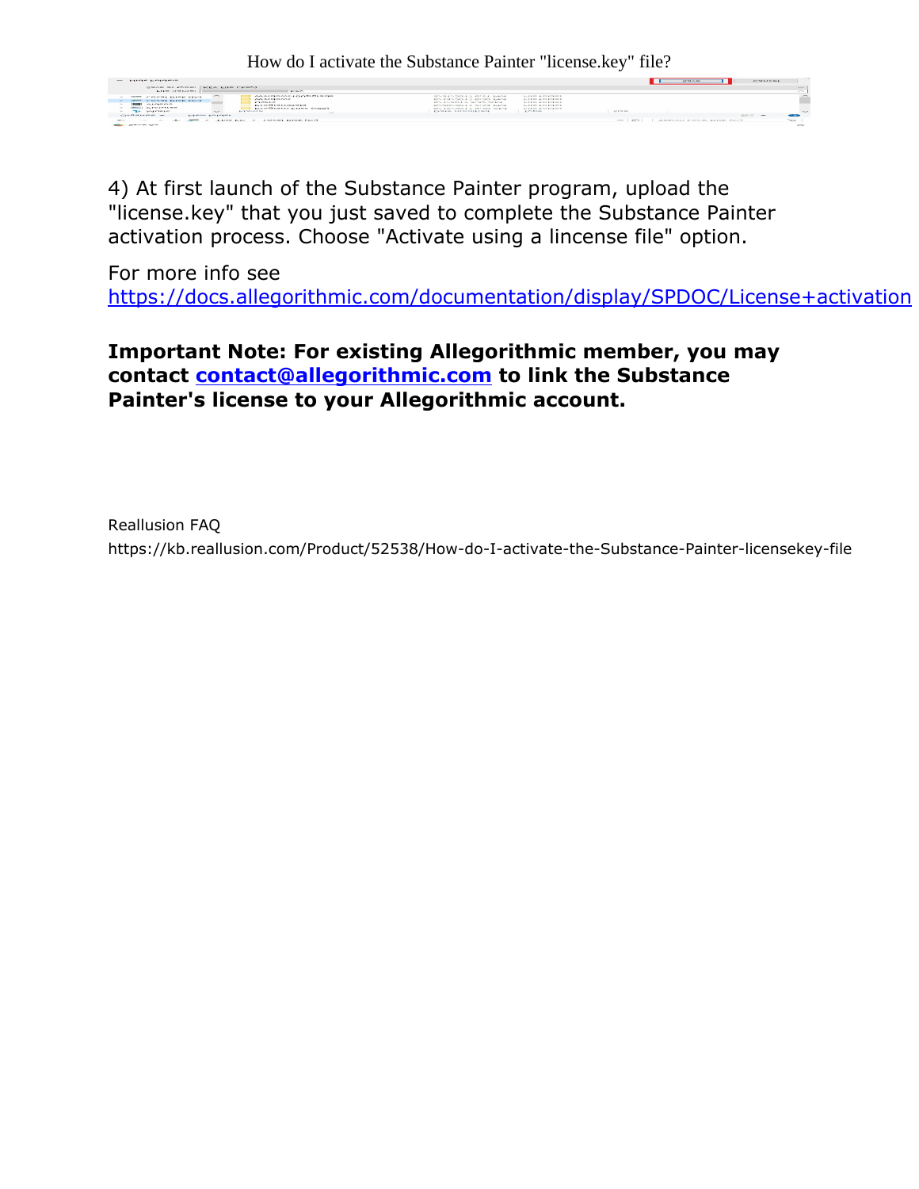4) At first launch of the Substance Painter program, upload the "license.key" that you just saved to complete the Substance Painter activation process. Choose "Activate using a lincense file" option.

For more info see https://docs.allegorithmic.com/documentation/display/SPDOC/License+activation

**Important Note: For existing Allegorithmic member, you may contact contact@allegorithmic.com to link the Substance Painter's license to your Allegorithmic account.**